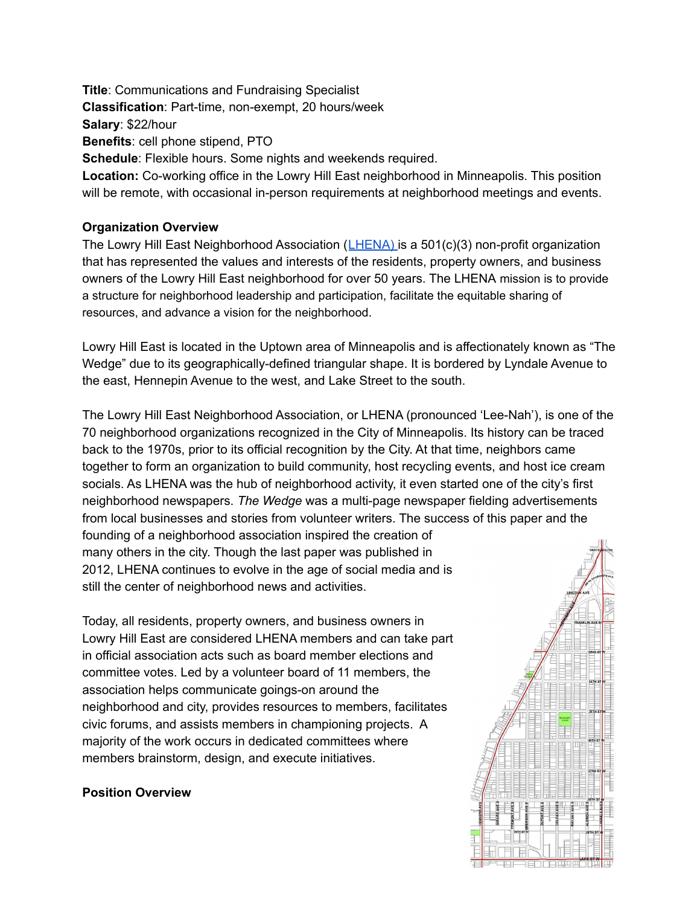**Title**: Communications and Fundraising Specialist
**Classification**: Part-time, non-exempt, 20 hours/week
**Salary**: $22/hour
**Benefits**: cell phone stipend, PTO
**Schedule**: Flexible hours. Some nights and weekends required.
**Location:** Co-working office in the Lowry Hill East neighborhood in Minneapolis. This position will be remote, with occasional in-person requirements at neighborhood meetings and events.

**Organization Overview**

The Lowry Hill East Neighborhood Association (LHENA) is a 501(c)(3) non-profit organization that has represented the values and interests of the residents, property owners, and business owners of the Lowry Hill East neighborhood for over 50 years. The LHENA mission is to provide a structure for neighborhood leadership and participation, facilitate the equitable sharing of resources, and advance a vision for the neighborhood.

Lowry Hill East is located in the Uptown area of Minneapolis and is affectionately known as "The Wedge" due to its geographically-defined triangular shape. It is bordered by Lyndale Avenue to the east, Hennepin Avenue to the west, and Lake Street to the south.

The Lowry Hill East Neighborhood Association, or LHENA (pronounced 'Lee-Nah'), is one of the 70 neighborhood organizations recognized in the City of Minneapolis. Its history can be traced back to the 1970s, prior to its official recognition by the City. At that time, neighbors came together to form an organization to build community, host recycling events, and host ice cream socials. As LHENA was the hub of neighborhood activity, it even started one of the city's first neighborhood newspapers. *The Wedge* was a multi-page newspaper fielding advertisements from local businesses and stories from volunteer writers. The success of this paper and the founding of a neighborhood association inspired the creation of many others in the city. Though the last paper was published in 2012, LHENA continues to evolve in the age of social media and is still the center of neighborhood news and activities.

Today, all residents, property owners, and business owners in Lowry Hill East are considered LHENA members and can take part in official association acts such as board member elections and committee votes. Led by a volunteer board of 11 members, the association helps communicate goings-on around the neighborhood and city, provides resources to members, facilitates civic forums, and assists members in championing projects. A majority of the work occurs in dedicated committees where members brainstorm, design, and execute initiatives.

**Position Overview**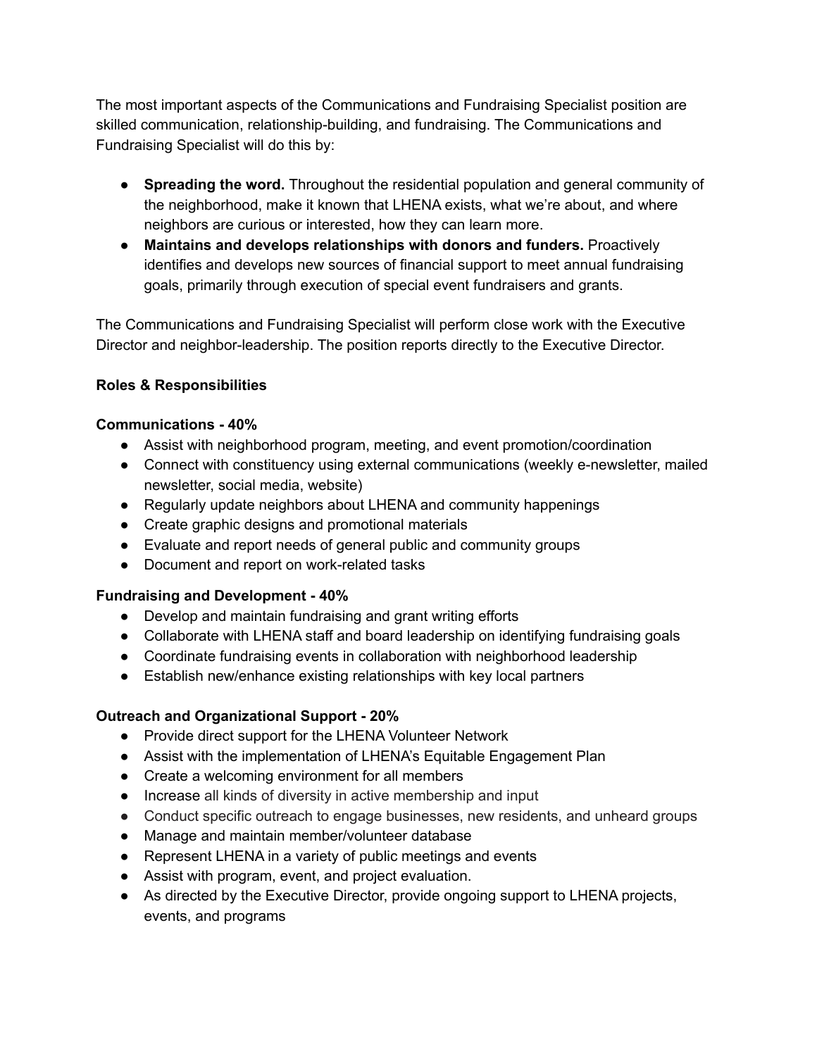The most important aspects of the Communications and Fundraising Specialist position are skilled communication, relationship-building, and fundraising. The Communications and Fundraising Specialist will do this by:

- **Spreading the word.** Throughout the residential population and general community of the neighborhood, make it known that LHENA exists, what we're about, and where neighbors are curious or interested, how they can learn more.
- **Maintains and develops relationships with donors and funders.** Proactively identifies and develops new sources of financial support to meet annual fundraising goals, primarily through execution of special event fundraisers and grants.

The Communications and Fundraising Specialist will perform close work with the Executive Director and neighbor-leadership. The position reports directly to the Executive Director.

**Roles & Responsibilities**

**Communications - 40%**

- Assist with neighborhood program, meeting, and event promotion/coordination
- Connect with constituency using external communications (weekly e-newsletter, mailed newsletter, social media, website)
- Regularly update neighbors about LHENA and community happenings
- Create graphic designs and promotional materials
- Evaluate and report needs of general public and community groups
- Document and report on work-related tasks

**Fundraising and Development - 40%**

- Develop and maintain fundraising and grant writing efforts
- Collaborate with LHENA staff and board leadership on identifying fundraising goals
- Coordinate fundraising events in collaboration with neighborhood leadership
- Establish new/enhance existing relationships with key local partners

**Outreach and Organizational Support - 20%**

- Provide direct support for the LHENA Volunteer Network
- Assist with the implementation of LHENA's Equitable Engagement Plan
- Create a welcoming environment for all members
- Increase all kinds of diversity in active membership and input
- Conduct specific outreach to engage businesses, new residents, and unheard groups
- Manage and maintain member/volunteer database
- Represent LHENA in a variety of public meetings and events
- Assist with program, event, and project evaluation.
- As directed by the Executive Director, provide ongoing support to LHENA projects, events, and programs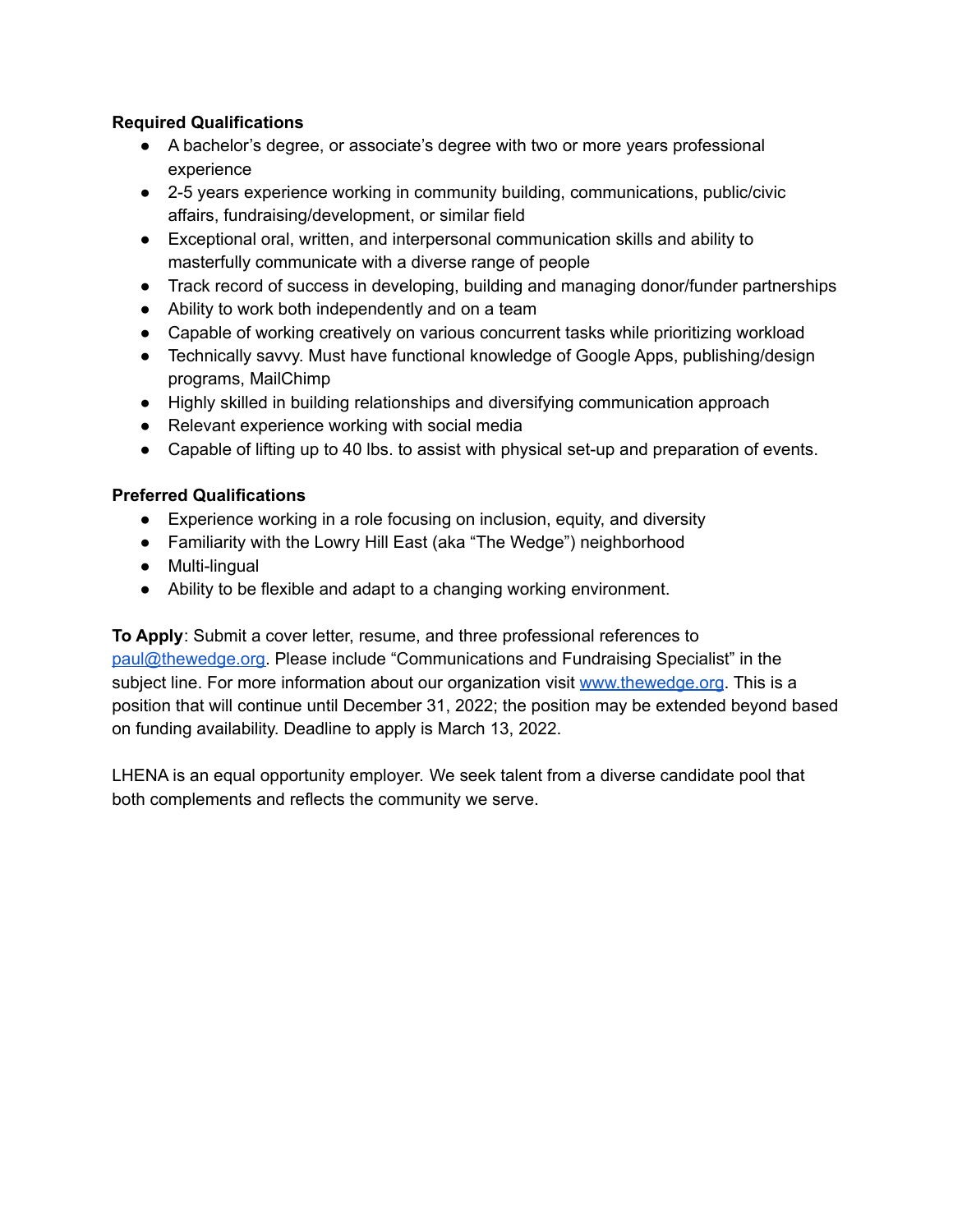**Required Qualifications**

- A bachelor's degree, or associate's degree with two or more years professional experience
- 2-5 years experience working in community building, communications, public/civic affairs, fundraising/development, or similar field
- Exceptional oral, written, and interpersonal communication skills and ability to masterfully communicate with a diverse range of people
- Track record of success in developing, building and managing donor/funder partnerships
- Ability to work both independently and on a team
- Capable of working creatively on various concurrent tasks while prioritizing workload
- Technically savvy. Must have functional knowledge of Google Apps, publishing/design programs, MailChimp
- Highly skilled in building relationships and diversifying communication approach
- Relevant experience working with social media
- Capable of lifting up to 40 lbs. to assist with physical set-up and preparation of events.

**Preferred Qualifications**

- Experience working in a role focusing on inclusion, equity, and diversity
- Familiarity with the Lowry Hill East (aka "The Wedge") neighborhood
- Multi-lingual
- Ability to be flexible and adapt to a changing working environment.

**To Apply**: Submit a cover letter, resume, and three professional references to paul@thewedge.org. Please include "Communications and Fundraising Specialist" in the subject line. For more information about our organization visit www.thewedge.org. This is a position that will continue until December 31, 2022; the position may be extended beyond based on funding availability. Deadline to apply is March 13, 2022.

LHENA is an equal opportunity employer. We seek talent from a diverse candidate pool that both complements and reflects the community we serve.